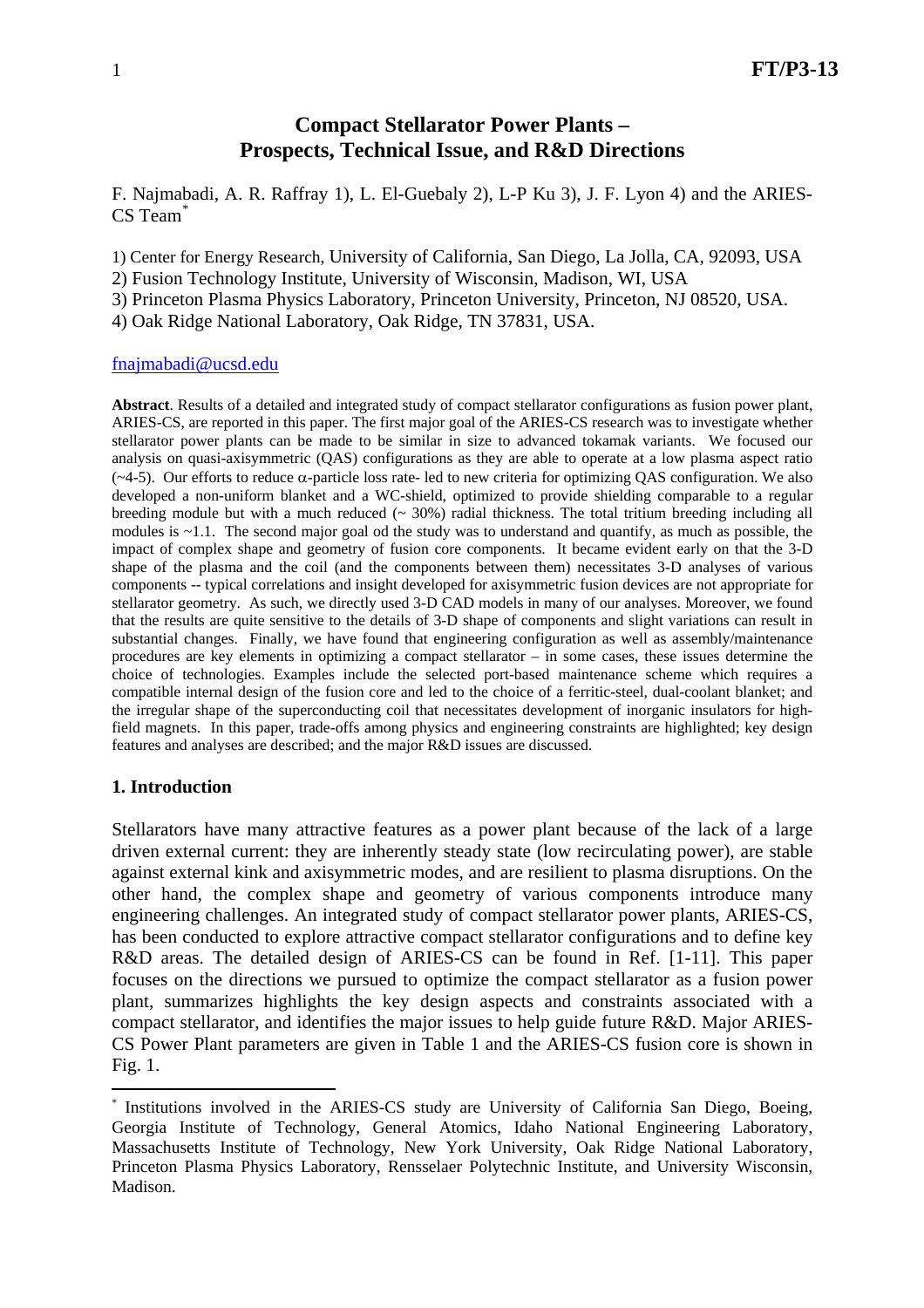# Compact Stellarator Power Plants – Prospects, Technical Issue, and R&D Directions

F. Najmabadi, A. R. Raffray 1), L. El-Guebaly 2), L-P Ku 3), J. F. Lyon 4) and the ARIES-CS Team[*]

1) Center for Energy Research, University of California, San Diego, La Jolla, CA, 92093, USA
2) Fusion Technology Institute, University of Wisconsin, Madison, WI, USA
3) Princeton Plasma Physics Laboratory, Princeton University, Princeton, NJ 08520, USA.
4) Oak Ridge National Laboratory, Oak Ridge, TN 37831, USA.

fnajmabadi@ucsd.edu

**Abstract**. Results of a detailed and integrated study of compact stellarator configurations as fusion power plant, ARIES-CS, are reported in this paper. The first major goal of the ARIES-CS research was to investigate whether stellarator power plants can be made to be similar in size to advanced tokamak variants. We focused our analysis on quasi-axisymmetric (QAS) configurations as they are able to operate at a low plasma aspect ratio (~4-5). Our efforts to reduce $\alpha$-particle loss rate- led to new criteria for optimizing QAS configuration. We also developed a non-uniform blanket and a WC-shield, optimized to provide shielding comparable to a regular breeding module but with a much reduced (~ 30%) radial thickness. The total tritium breeding including all modules is ~1.1. The second major goal od the study was to understand and quantify, as much as possible, the impact of complex shape and geometry of fusion core components. It became evident early on that the 3-D shape of the plasma and the coil (and the components between them) necessitates 3-D analyses of various components -- typical correlations and insight developed for axisymmetric fusion devices are not appropriate for stellarator geometry. As such, we directly used 3-D CAD models in many of our analyses. Moreover, we found that the results are quite sensitive to the details of 3-D shape of components and slight variations can result in substantial changes. Finally, we have found that engineering configuration as well as assembly/maintenance procedures are key elements in optimizing a compact stellarator – in some cases, these issues determine the choice of technologies. Examples include the selected port-based maintenance scheme which requires a compatible internal design of the fusion core and led to the choice of a ferritic-steel, dual-coolant blanket; and the irregular shape of the superconducting coil that necessitates development of inorganic insulators for high-field magnets. In this paper, trade-offs among physics and engineering constraints are highlighted; key design features and analyses are described; and the major R&D issues are discussed.

## 1. Introduction

Stellarators have many attractive features as a power plant because of the lack of a large driven external current: they are inherently steady state (low recirculating power), are stable against external kink and axisymmetric modes, and are resilient to plasma disruptions. On the other hand, the complex shape and geometry of various components introduce many engineering challenges. An integrated study of compact stellarator power plants, ARIES-CS, has been conducted to explore attractive compact stellarator configurations and to define key R&D areas. The detailed design of ARIES-CS can be found in Ref. [1-11]. This paper focuses on the directions we pursued to optimize the compact stellarator as a fusion power plant, summarizes highlights the key design aspects and constraints associated with a compact stellarator, and identifies the major issues to help guide future R&D. Major ARIES-CS Power Plant parameters are given in Table 1 and the ARIES-CS fusion core is shown in Fig. 1.

[*] Institutions involved in the ARIES-CS study are University of California San Diego, Boeing, Georgia Institute of Technology, General Atomics, Idaho National Engineering Laboratory, Massachusetts Institute of Technology, New York University, Oak Ridge National Laboratory, Princeton Plasma Physics Laboratory, Rensselaer Polytechnic Institute, and University Wisconsin, Madison.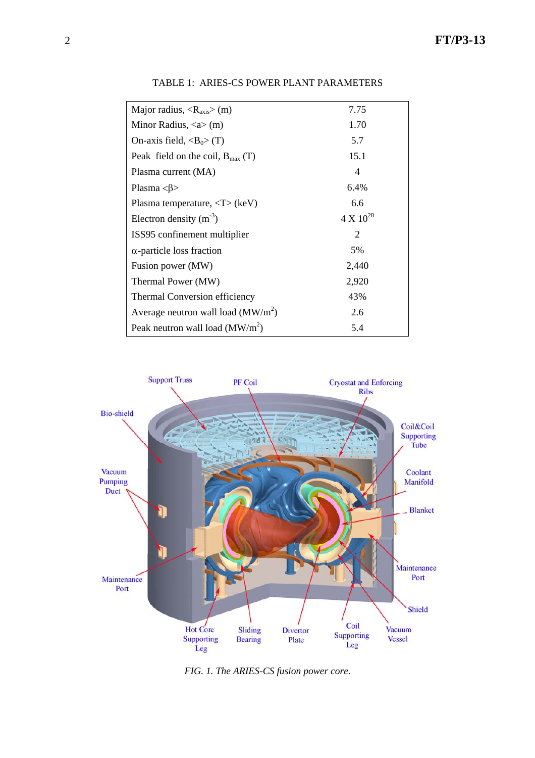TABLE 1: ARIES-CS POWER PLANT PARAMETERS

| Parameter | Value |
|---|---|
| Major radius, $<R_{axis}>$ (m) | 7.75 |
| Minor Radius, $<a>$ (m) | 1.70 |
| On-axis field, $<B_0>$ (T) | 5.7 |
| Peak field on the coil, $B_{max}$ (T) | 15.1 |
| Plasma current (MA) | 4 |
| Plasma $<\beta>$ | 6.4% |
| Plasma temperature, $<T>$ (keV) | 6.6 |
| Electron density ($m^{-3}$) | $4 \times 10^{20}$ |
| ISS95 confinement multiplier | 2 |
| $\alpha$-particle loss fraction | 5% |
| Fusion power (MW) | 2,440 |
| Thermal Power (MW) | 2,920 |
| Thermal Conversion efficiency | 43% |
| Average neutron wall load ($MW/m^2$) | 2.6 |
| Peak neutron wall load ($MW/m^2$) | 5.4 |

*FIG. 1. The ARIES-CS fusion power core.*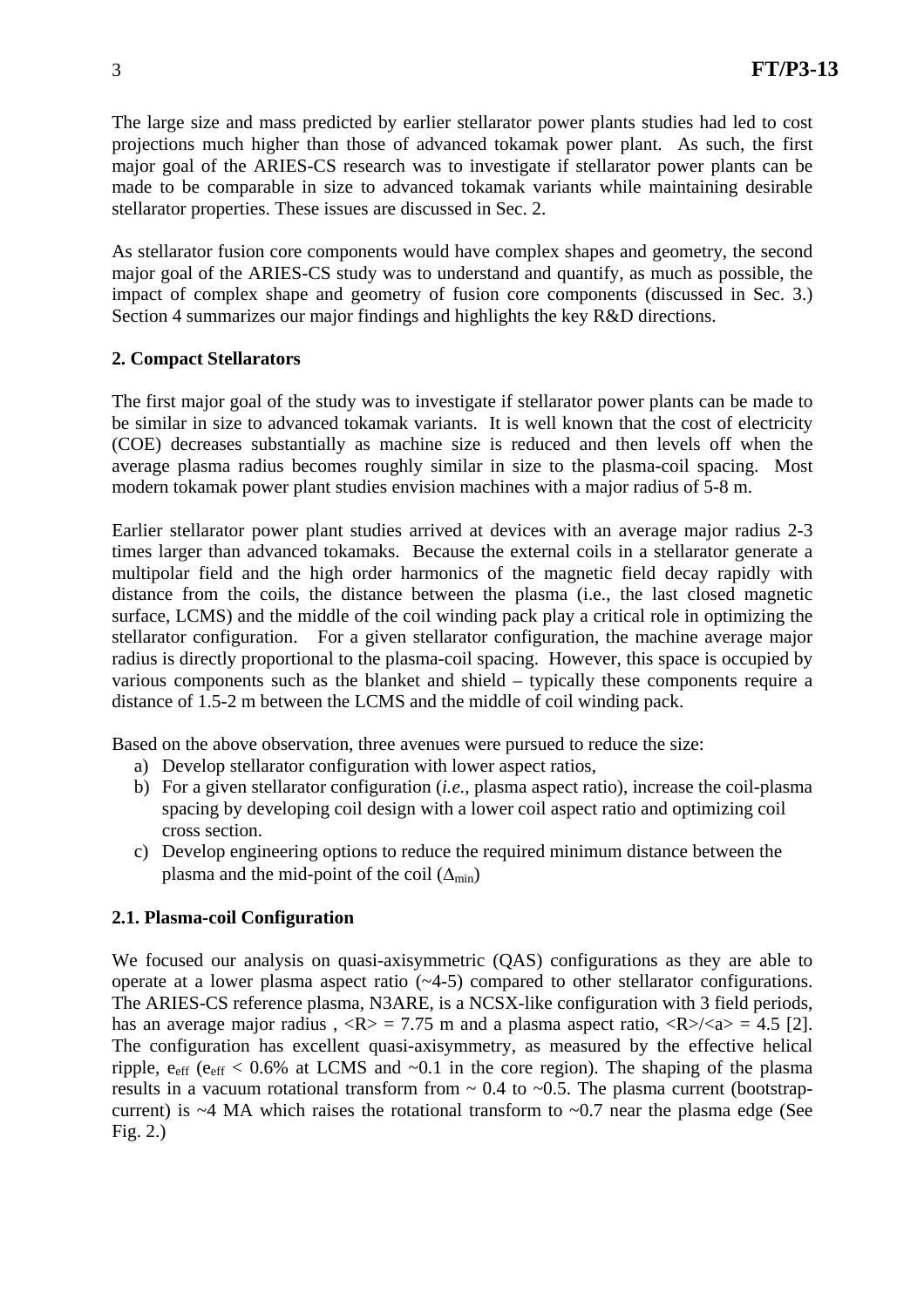The large size and mass predicted by earlier stellarator power plants studies had led to cost projections much higher than those of advanced tokamak power plant. As such, the first major goal of the ARIES-CS research was to investigate if stellarator power plants can be made to be comparable in size to advanced tokamak variants while maintaining desirable stellarator properties. These issues are discussed in Sec. 2.

As stellarator fusion core components would have complex shapes and geometry, the second major goal of the ARIES-CS study was to understand and quantify, as much as possible, the impact of complex shape and geometry of fusion core components (discussed in Sec. 3.) Section 4 summarizes our major findings and highlights the key R&D directions.

## 2. Compact Stellarators

The first major goal of the study was to investigate if stellarator power plants can be made to be similar in size to advanced tokamak variants. It is well known that the cost of electricity (COE) decreases substantially as machine size is reduced and then levels off when the average plasma radius becomes roughly similar in size to the plasma-coil spacing. Most modern tokamak power plant studies envision machines with a major radius of 5-8 m.

Earlier stellarator power plant studies arrived at devices with an average major radius 2-3 times larger than advanced tokamaks. Because the external coils in a stellarator generate a multipolar field and the high order harmonics of the magnetic field decay rapidly with distance from the coils, the distance between the plasma (i.e., the last closed magnetic surface, LCMS) and the middle of the coil winding pack play a critical role in optimizing the stellarator configuration. For a given stellarator configuration, the machine average major radius is directly proportional to the plasma-coil spacing. However, this space is occupied by various components such as the blanket and shield – typically these components require a distance of 1.5-2 m between the LCMS and the middle of coil winding pack.

Based on the above observation, three avenues were pursued to reduce the size:

a) Develop stellarator configuration with lower aspect ratios,
b) For a given stellarator configuration (*i.e.*, plasma aspect ratio), increase the coil-plasma spacing by developing coil design with a lower coil aspect ratio and optimizing coil cross section.
c) Develop engineering options to reduce the required minimum distance between the plasma and the mid-point of the coil ($\Delta_{min}$)

### 2.1. Plasma-coil Configuration

We focused our analysis on quasi-axisymmetric (QAS) configurations as they are able to operate at a lower plasma aspect ratio (~4-5) compared to other stellarator configurations. The ARIES-CS reference plasma, N3ARE, is a NCSX-like configuration with 3 field periods, has an average major radius , $\langle R \rangle = 7.75$ m and a plasma aspect ratio, $\langle R \rangle / \langle a \rangle = 4.5$ [2]. The configuration has excellent quasi-axisymmetry, as measured by the effective helical ripple, $e_{eff}$ ($e_{eff} < 0.6\%$ at LCMS and ~0.1 in the core region). The shaping of the plasma results in a vacuum rotational transform from ~ 0.4 to ~0.5. The plasma current (bootstrap-current) is ~4 MA which raises the rotational transform to ~0.7 near the plasma edge (See Fig. 2.)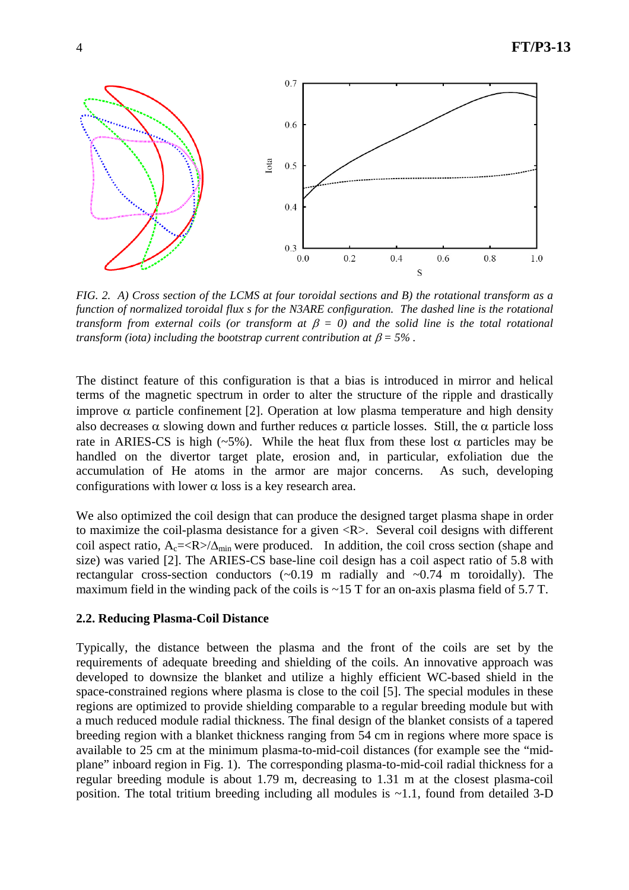*FIG. 2. A) Cross section of the LCMS at four toroidal sections and B) the rotational transform as a function of normalized toroidal flux s for the N3ARE configuration. The dashed line is the rotational transform from external coils (or transform at $\beta = 0$) and the solid line is the total rotational transform (iota) including the bootstrap current contribution at $\beta = 5\%$ .*

The distinct feature of this configuration is that a bias is introduced in mirror and helical terms of the magnetic spectrum in order to alter the structure of the ripple and drastically improve $\alpha$ particle confinement [2]. Operation at low plasma temperature and high density also decreases $\alpha$ slowing down and further reduces $\alpha$ particle losses. Still, the $\alpha$ particle loss rate in ARIES-CS is high (~5%). While the heat flux from these lost $\alpha$ particles may be handled on the divertor target plate, erosion and, in particular, exfoliation due the accumulation of He atoms in the armor are major concerns. As such, developing configurations with lower $\alpha$ loss is a key research area.

We also optimized the coil design that can produce the designed target plasma shape in order to maximize the coil-plasma desistance for a given <R>. Several coil designs with different coil aspect ratio, $A_c = \langle R \rangle / \Delta_{min}$ were produced. In addition, the coil cross section (shape and size) was varied [2]. The ARIES-CS base-line coil design has a coil aspect ratio of 5.8 with rectangular cross-section conductors (~0.19 m radially and ~0.74 m toroidally). The maximum field in the winding pack of the coils is ~15 T for an on-axis plasma field of 5.7 T.

### 2.2. Reducing Plasma-Coil Distance

Typically, the distance between the plasma and the front of the coils are set by the requirements of adequate breeding and shielding of the coils. An innovative approach was developed to downsize the blanket and utilize a highly efficient WC-based shield in the space-constrained regions where plasma is close to the coil [5]. The special modules in these regions are optimized to provide shielding comparable to a regular breeding module but with a much reduced module radial thickness. The final design of the blanket consists of a tapered breeding region with a blanket thickness ranging from 54 cm in regions where more space is available to 25 cm at the minimum plasma-to-mid-coil distances (for example see the "mid-plane" inboard region in Fig. 1). The corresponding plasma-to-mid-coil radial thickness for a regular breeding module is about 1.79 m, decreasing to 1.31 m at the closest plasma-coil position. The total tritium breeding including all modules is ~1.1, found from detailed 3-D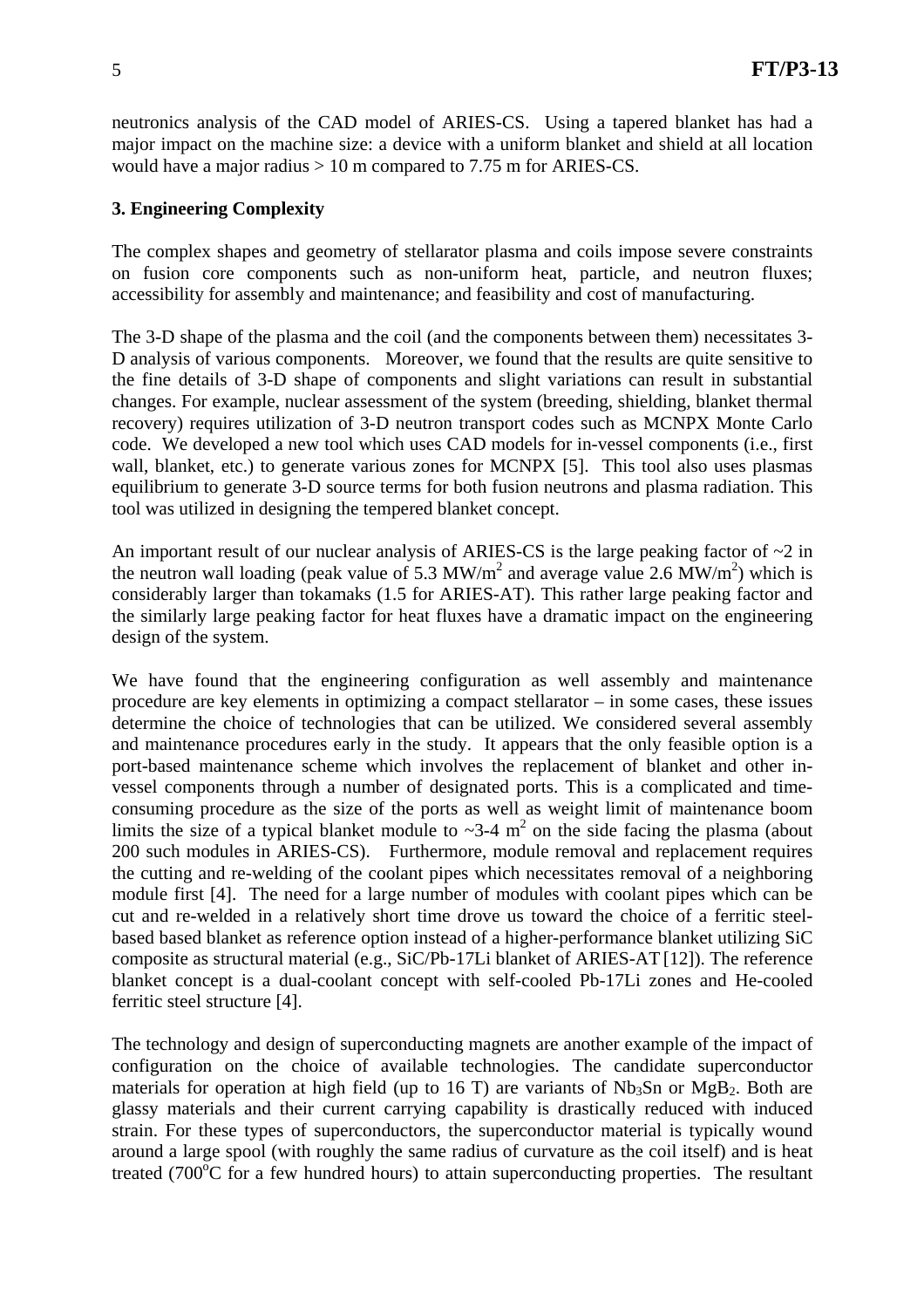neutronics analysis of the CAD model of ARIES-CS. Using a tapered blanket has had a major impact on the machine size: a device with a uniform blanket and shield at all location would have a major radius > 10 m compared to 7.75 m for ARIES-CS.

### 3. Engineering Complexity

The complex shapes and geometry of stellarator plasma and coils impose severe constraints on fusion core components such as non-uniform heat, particle, and neutron fluxes; accessibility for assembly and maintenance; and feasibility and cost of manufacturing.

The 3-D shape of the plasma and the coil (and the components between them) necessitates 3-D analysis of various components. Moreover, we found that the results are quite sensitive to the fine details of 3-D shape of components and slight variations can result in substantial changes. For example, nuclear assessment of the system (breeding, shielding, blanket thermal recovery) requires utilization of 3-D neutron transport codes such as MCNPX Monte Carlo code. We developed a new tool which uses CAD models for in-vessel components (i.e., first wall, blanket, etc.) to generate various zones for MCNPX [5]. This tool also uses plasmas equilibrium to generate 3-D source terms for both fusion neutrons and plasma radiation. This tool was utilized in designing the tempered blanket concept.

An important result of our nuclear analysis of ARIES-CS is the large peaking factor of ~2 in the neutron wall loading (peak value of 5.3 $MW/m^2$ and average value 2.6 $MW/m^2$) which is considerably larger than tokamaks (1.5 for ARIES-AT). This rather large peaking factor and the similarly large peaking factor for heat fluxes have a dramatic impact on the engineering design of the system.

We have found that the engineering configuration as well assembly and maintenance procedure are key elements in optimizing a compact stellarator – in some cases, these issues determine the choice of technologies that can be utilized. We considered several assembly and maintenance procedures early in the study. It appears that the only feasible option is a port-based maintenance scheme which involves the replacement of blanket and other in-vessel components through a number of designated ports. This is a complicated and time-consuming procedure as the size of the ports as well as weight limit of maintenance boom limits the size of a typical blanket module to ~3-4 $m^2$ on the side facing the plasma (about 200 such modules in ARIES-CS). Furthermore, module removal and replacement requires the cutting and re-welding of the coolant pipes which necessitates removal of a neighboring module first [4]. The need for a large number of modules with coolant pipes which can be cut and re-welded in a relatively short time drove us toward the choice of a ferritic steel-based based blanket as reference option instead of a higher-performance blanket utilizing SiC composite as structural material (e.g., SiC/Pb-17Li blanket of ARIES-AT [12]). The reference blanket concept is a dual-coolant concept with self-cooled Pb-17Li zones and He-cooled ferritic steel structure [4].

The technology and design of superconducting magnets are another example of the impact of configuration on the choice of available technologies. The candidate superconductor materials for operation at high field (up to 16 T) are variants of $Nb_3Sn$ or $MgB_2$. Both are glassy materials and their current carrying capability is drastically reduced with induced strain. For these types of superconductors, the superconductor material is typically wound around a large spool (with roughly the same radius of curvature as the coil itself) and is heat treated (700°C for a few hundred hours) to attain superconducting properties. The resultant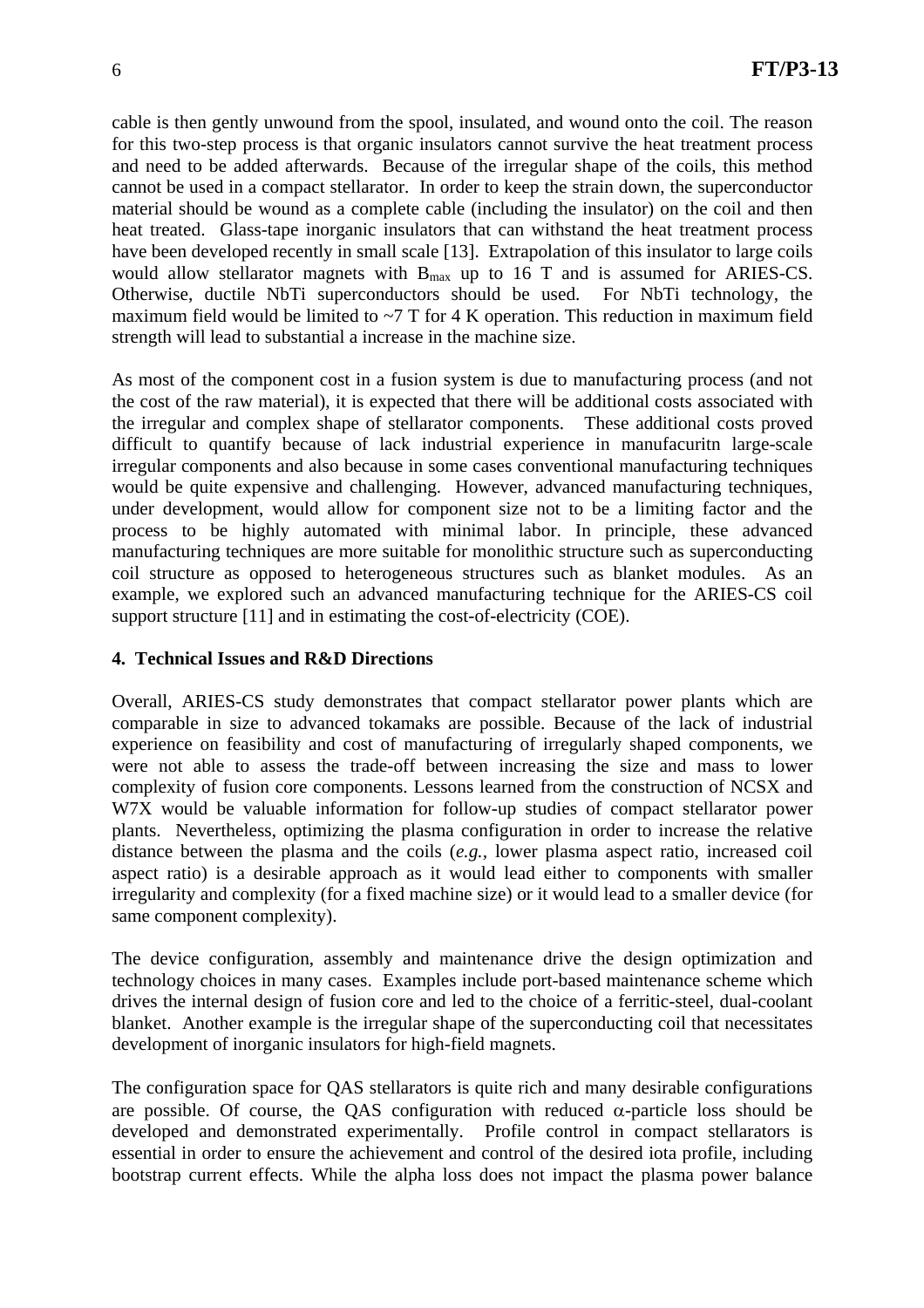cable is then gently unwound from the spool, insulated, and wound onto the coil. The reason for this two-step process is that organic insulators cannot survive the heat treatment process and need to be added afterwards. Because of the irregular shape of the coils, this method cannot be used in a compact stellarator. In order to keep the strain down, the superconductor material should be wound as a complete cable (including the insulator) on the coil and then heat treated. Glass-tape inorganic insulators that can withstand the heat treatment process have been developed recently in small scale [13]. Extrapolation of this insulator to large coils would allow stellarator magnets with $B_{max}$ up to 16 T and is assumed for ARIES-CS. Otherwise, ductile NbTi superconductors should be used. For NbTi technology, the maximum field would be limited to ~7 T for 4 K operation. This reduction in maximum field strength will lead to substantial a increase in the machine size.

As most of the component cost in a fusion system is due to manufacturing process (and not the cost of the raw material), it is expected that there will be additional costs associated with the irregular and complex shape of stellarator components. These additional costs proved difficult to quantify because of lack industrial experience in manufacuritn large-scale irregular components and also because in some cases conventional manufacturing techniques would be quite expensive and challenging. However, advanced manufacturing techniques, under development, would allow for component size not to be a limiting factor and the process to be highly automated with minimal labor. In principle, these advanced manufacturing techniques are more suitable for monolithic structure such as superconducting coil structure as opposed to heterogeneous structures such as blanket modules. As an example, we explored such an advanced manufacturing technique for the ARIES-CS coil support structure [11] and in estimating the cost-of-electricity (COE).

## 4. Technical Issues and R&D Directions

Overall, ARIES-CS study demonstrates that compact stellarator power plants which are comparable in size to advanced tokamaks are possible. Because of the lack of industrial experience on feasibility and cost of manufacturing of irregularly shaped components, we were not able to assess the trade-off between increasing the size and mass to lower complexity of fusion core components. Lessons learned from the construction of NCSX and W7X would be valuable information for follow-up studies of compact stellarator power plants. Nevertheless, optimizing the plasma configuration in order to increase the relative distance between the plasma and the coils (*e.g.*, lower plasma aspect ratio, increased coil aspect ratio) is a desirable approach as it would lead either to components with smaller irregularity and complexity (for a fixed machine size) or it would lead to a smaller device (for same component complexity).

The device configuration, assembly and maintenance drive the design optimization and technology choices in many cases. Examples include port-based maintenance scheme which drives the internal design of fusion core and led to the choice of a ferritic-steel, dual-coolant blanket. Another example is the irregular shape of the superconducting coil that necessitates development of inorganic insulators for high-field magnets.

The configuration space for QAS stellarators is quite rich and many desirable configurations are possible. Of course, the QAS configuration with reduced $\alpha$-particle loss should be developed and demonstrated experimentally. Profile control in compact stellarators is essential in order to ensure the achievement and control of the desired iota profile, including bootstrap current effects. While the alpha loss does not impact the plasma power balance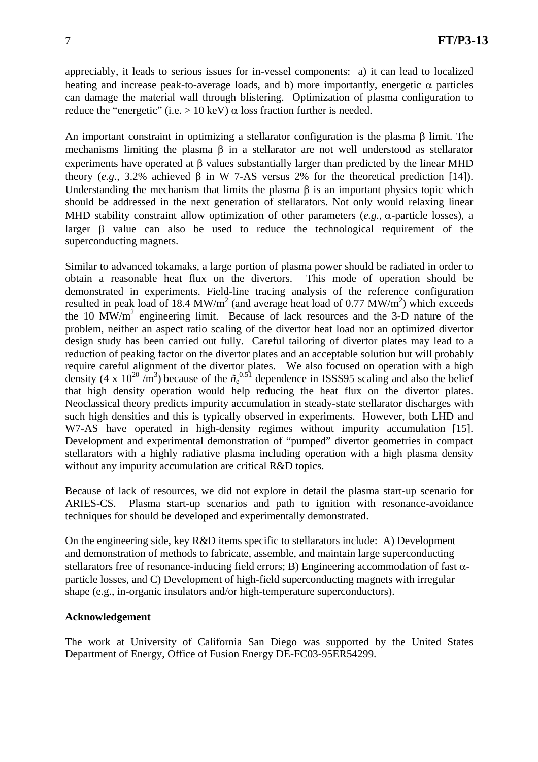appreciably, it leads to serious issues for in-vessel components: a) it can lead to localized heating and increase peak-to-average loads, and b) more importantly, energetic $\alpha$ particles can damage the material wall through blistering. Optimization of plasma configuration to reduce the "energetic" (i.e. > 10 keV) $\alpha$ loss fraction further is needed.

An important constraint in optimizing a stellarator configuration is the plasma $\beta$ limit. The mechanisms limiting the plasma $\beta$ in a stellarator are not well understood as stellarator experiments have operated at $\beta$ values substantially larger than predicted by the linear MHD theory (*e.g.,* 3.2% achieved $\beta$ in W 7-AS versus 2% for the theoretical prediction [14]). Understanding the mechanism that limits the plasma $\beta$ is an important physics topic which should be addressed in the next generation of stellarators. Not only would relaxing linear MHD stability constraint allow optimization of other parameters (*e.g.,* $\alpha$-particle losses), a larger $\beta$ value can also be used to reduce the technological requirement of the superconducting magnets.

Similar to advanced tokamaks, a large portion of plasma power should be radiated in order to obtain a reasonable heat flux on the divertors. This mode of operation should be demonstrated in experiments. Field-line tracing analysis of the reference configuration resulted in peak load of 18.4 $MW/m^2$ (and average heat load of 0.77 $MW/m^2$) which exceeds the 10 $MW/m^2$ engineering limit. Because of lack resources and the 3-D nature of the problem, neither an aspect ratio scaling of the divertor heat load nor an optimized divertor design study has been carried out fully. Careful tailoring of divertor plates may lead to a reduction of peaking factor on the divertor plates and an acceptable solution but will probably require careful alignment of the divertor plates. We also focused on operation with a high density ($4 \times 10^{20}$ $/m^3$) because of the $\tilde{n}_e^{0.51}$ dependence in ISSS95 scaling and also the belief that high density operation would help reducing the heat flux on the divertor plates. Neoclassical theory predicts impurity accumulation in steady-state stellarator discharges with such high densities and this is typically observed in experiments. However, both LHD and W7-AS have operated in high-density regimes without impurity accumulation [15]. Development and experimental demonstration of "pumped" divertor geometries in compact stellarators with a highly radiative plasma including operation with a high plasma density without any impurity accumulation are critical R&D topics.

Because of lack of resources, we did not explore in detail the plasma start-up scenario for ARIES-CS. Plasma start-up scenarios and path to ignition with resonance-avoidance techniques for should be developed and experimentally demonstrated.

On the engineering side, key R&D items specific to stellarators include: A) Development and demonstration of methods to fabricate, assemble, and maintain large superconducting stellarators free of resonance-inducing field errors; B) Engineering accommodation of fast $\alpha$-particle losses, and C) Development of high-field superconducting magnets with irregular shape (e.g., in-organic insulators and/or high-temperature superconductors).

**Acknowledgement**

The work at University of California San Diego was supported by the United States Department of Energy, Office of Fusion Energy DE-FC03-95ER54299.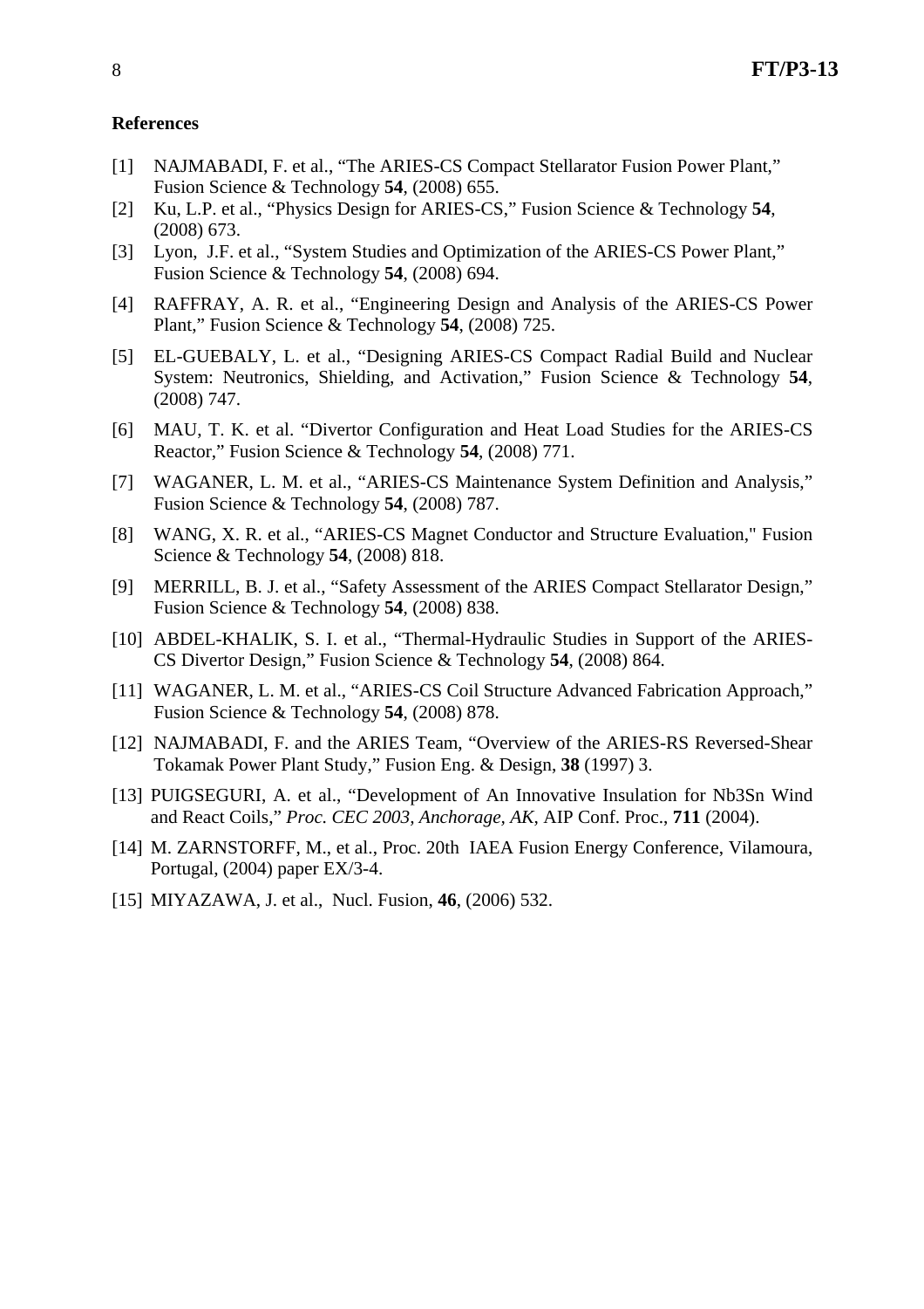## References

[1] NAJMABADI, F. et al., “The ARIES-CS Compact Stellarator Fusion Power Plant,” Fusion Science & Technology **54**, (2008) 655.

[2] Ku, L.P. et al., “Physics Design for ARIES-CS,” Fusion Science & Technology **54**, (2008) 673.

[3] Lyon, J.F. et al., “System Studies and Optimization of the ARIES-CS Power Plant,” Fusion Science & Technology **54**, (2008) 694.

[4] RAFFRAY, A. R. et al., “Engineering Design and Analysis of the ARIES-CS Power Plant,” Fusion Science & Technology **54**, (2008) 725.

[5] EL-GUEBALY, L. et al., “Designing ARIES-CS Compact Radial Build and Nuclear System: Neutronics, Shielding, and Activation,” Fusion Science & Technology **54**, (2008) 747.

[6] MAU, T. K. et al. “Divertor Configuration and Heat Load Studies for the ARIES-CS Reactor,” Fusion Science & Technology **54**, (2008) 771.

[7] WAGANER, L. M. et al., “ARIES-CS Maintenance System Definition and Analysis,” Fusion Science & Technology **54**, (2008) 787.

[8] WANG, X. R. et al., “ARIES-CS Magnet Conductor and Structure Evaluation," Fusion Science & Technology **54**, (2008) 818.

[9] MERRILL, B. J. et al., “Safety Assessment of the ARIES Compact Stellarator Design,” Fusion Science & Technology **54**, (2008) 838.

[10] ABDEL-KHALIK, S. I. et al., “Thermal-Hydraulic Studies in Support of the ARIES-CS Divertor Design,” Fusion Science & Technology **54**, (2008) 864.

[11] WAGANER, L. M. et al., “ARIES-CS Coil Structure Advanced Fabrication Approach,” Fusion Science & Technology **54**, (2008) 878.

[12] NAJMABADI, F. and the ARIES Team, “Overview of the ARIES-RS Reversed-Shear Tokamak Power Plant Study,” Fusion Eng. & Design, **38** (1997) 3.

[13] PUIGSEGURI, A. et al., “Development of An Innovative Insulation for Nb3Sn Wind and React Coils,” *Proc. CEC 2003, Anchorage, AK*, AIP Conf. Proc., **711** (2004).

[14] M. ZARNSTORFF, M., et al., Proc. 20th IAEA Fusion Energy Conference, Vilamoura, Portugal, (2004) paper EX/3-4.

[15] MIYAZAWA, J. et al., Nucl. Fusion, **46**, (2006) 532.